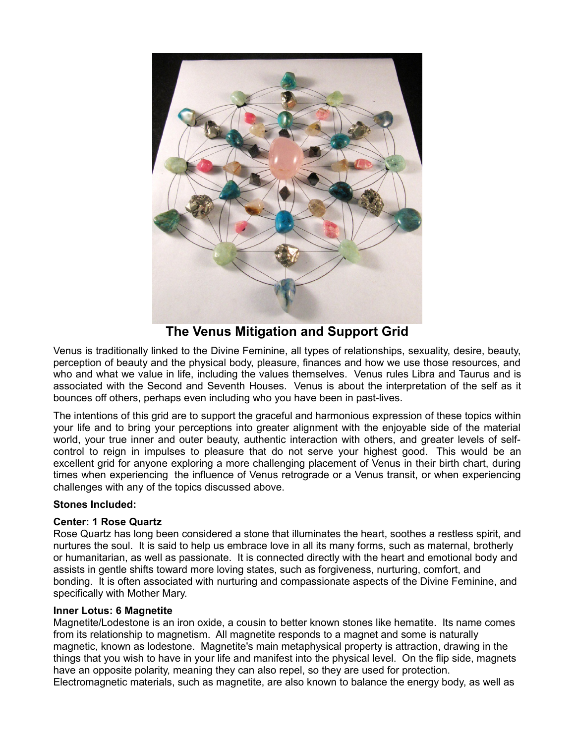## The Venus Mitigation and Support Grid

Venus is traditionally linked to the Divine Feminine, all types of relationships, sexuality, desire, beauty, perception of beauty and the physical body, pleasure, finances and how we use those resources, and who and what we value in life, including the values themselves. Venus rules Libra and Taurus and is associated with the Second and Seventh Houses. Venus is about the interpretation of the self as it bounces off others, perhaps even including who you have been in past-lives.

The intentions of this grid are to support the graceful and harmonious expression of these topics within your life and to bring your perceptions into greater alignment with the enjoyable side of the material world, your true inner and outer beauty, authentic interaction with others, and greater levels of self-control to reign in impulses to pleasure that do not serve your highest good. This would be an excellent grid for anyone exploring a more challenging placement of Venus in their birth chart, during times when experiencing the influence of Venus retrograde or a Venus transit, or when experiencing challenges with any of the topics discussed above.

**Stones Included:**

**Center: 1 Rose Quartz**
Rose Quartz has long been considered a stone that illuminates the heart, soothes a restless spirit, and nurtures the soul. It is said to help us embrace love in all its many forms, such as maternal, brotherly or humanitarian, as well as passionate. It is connected directly with the heart and emotional body and assists in gentle shifts toward more loving states, such as forgiveness, nurturing, comfort, and bonding. It is often associated with nurturing and compassionate aspects of the Divine Feminine, and specifically with Mother Mary.

**Inner Lotus: 6 Magnetite**
Magnetite/Lodestone is an iron oxide, a cousin to better known stones like hematite. Its name comes from its relationship to magnetism. All magnetite responds to a magnet and some is naturally magnetic, known as lodestone. Magnetite's main metaphysical property is attraction, drawing in the things that you wish to have in your life and manifest into the physical level. On the flip side, magnets have an opposite polarity, meaning they can also repel, so they are used for protection. Electromagnetic materials, such as magnetite, are also known to balance the energy body, as well as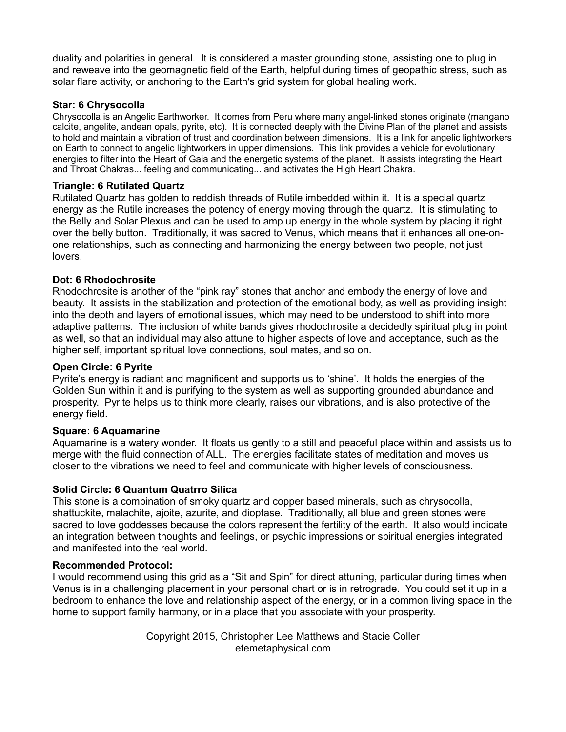duality and polarities in general. It is considered a master grounding stone, assisting one to plug in and reweave into the geomagnetic field of the Earth, helpful during times of geopathic stress, such as solar flare activity, or anchoring to the Earth's grid system for global healing work.

**Star: 6 Chrysocolla**

Chrysocolla is an Angelic Earthworker. It comes from Peru where many angel-linked stones originate (mangano calcite, angelite, andean opals, pyrite, etc). It is connected deeply with the Divine Plan of the planet and assists to hold and maintain a vibration of trust and coordination between dimensions. It is a link for angelic lightworkers on Earth to connect to angelic lightworkers in upper dimensions. This link provides a vehicle for evolutionary energies to filter into the Heart of Gaia and the energetic systems of the planet. It assists integrating the Heart and Throat Chakras... feeling and communicating... and activates the High Heart Chakra.

**Triangle: 6 Rutilated Quartz**

Rutilated Quartz has golden to reddish threads of Rutile imbedded within it. It is a special quartz energy as the Rutile increases the potency of energy moving through the quartz. It is stimulating to the Belly and Solar Plexus and can be used to amp up energy in the whole system by placing it right over the belly button. Traditionally, it was sacred to Venus, which means that it enhances all one-on-one relationships, such as connecting and harmonizing the energy between two people, not just lovers.

**Dot: 6 Rhodochrosite**

Rhodochrosite is another of the "pink ray" stones that anchor and embody the energy of love and beauty. It assists in the stabilization and protection of the emotional body, as well as providing insight into the depth and layers of emotional issues, which may need to be understood to shift into more adaptive patterns. The inclusion of white bands gives rhodochrosite a decidedly spiritual plug in point as well, so that an individual may also attune to higher aspects of love and acceptance, such as the higher self, important spiritual love connections, soul mates, and so on.

**Open Circle: 6 Pyrite**

Pyrite's energy is radiant and magnificent and supports us to 'shine'. It holds the energies of the Golden Sun within it and is purifying to the system as well as supporting grounded abundance and prosperity. Pyrite helps us to think more clearly, raises our vibrations, and is also protective of the energy field.

**Square: 6 Aquamarine**

Aquamarine is a watery wonder. It floats us gently to a still and peaceful place within and assists us to merge with the fluid connection of ALL. The energies facilitate states of meditation and moves us closer to the vibrations we need to feel and communicate with higher levels of consciousness.

**Solid Circle: 6 Quantum Quatrro Silica**

This stone is a combination of smoky quartz and copper based minerals, such as chrysocolla, shattuckite, malachite, ajoite, azurite, and dioptase. Traditionally, all blue and green stones were sacred to love goddesses because the colors represent the fertility of the earth. It also would indicate an integration between thoughts and feelings, or psychic impressions or spiritual energies integrated and manifested into the real world.

**Recommended Protocol:**

I would recommend using this grid as a "Sit and Spin" for direct attuning, particular during times when Venus is in a challenging placement in your personal chart or is in retrograde. You could set it up in a bedroom to enhance the love and relationship aspect of the energy, or in a common living space in the home to support family harmony, or in a place that you associate with your prosperity.

Copyright 2015, Christopher Lee Matthews and Stacie Coller
etemetaphysical.com